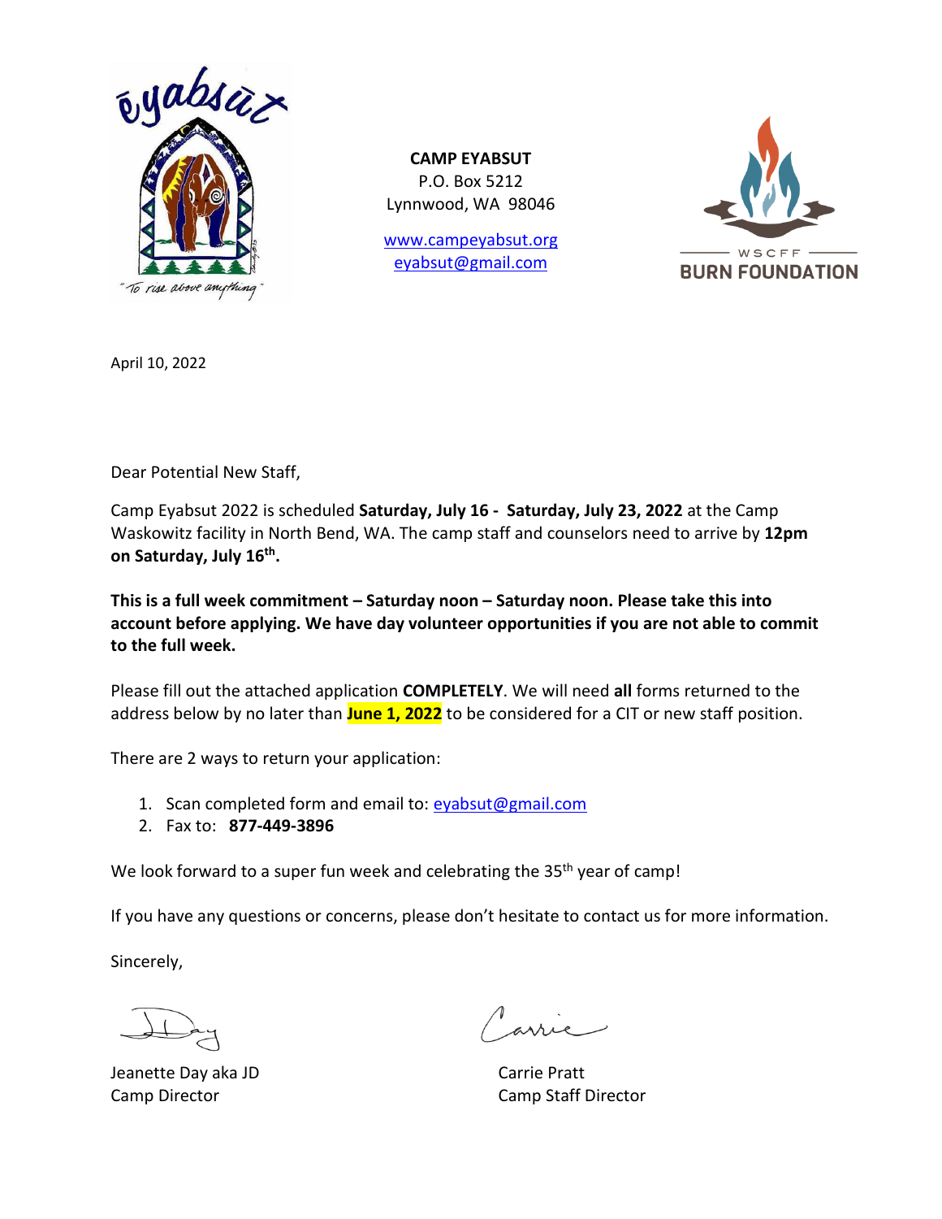eyabsut

"To rise above anything"

**CAMP EYABSUT**
P.O. Box 5212
Lynnwood, WA 98046

www.campeyabsut.org
eyabsut@gmail.com

WSCFF
BURN FOUNDATION

April 10, 2022

Dear Potential New Staff,

Camp Eyabsut 2022 is scheduled **Saturday, July 16 - Saturday, July 23, 2022** at the Camp Waskowitz facility in North Bend, WA. The camp staff and counselors need to arrive by **12pm on Saturday, July 16th.**

**This is a full week commitment – Saturday noon – Saturday noon. Please take this into account before applying. We have day volunteer opportunities if you are not able to commit to the full week.**

Please fill out the attached application **COMPLETELY**. We will need **all** forms returned to the address below by no later than **June 1, 2022** to be considered for a CIT or new staff position.

There are 2 ways to return your application:

1. Scan completed form and email to: eyabsut@gmail.com
2. Fax to: **877-449-3896**

We look forward to a super fun week and celebrating the 35th year of camp!

If you have any questions or concerns, please don't hesitate to contact us for more information.

Sincerely,

JDay

Jeanette Day aka JD
Camp Director

Carrie

Carrie Pratt
Camp Staff Director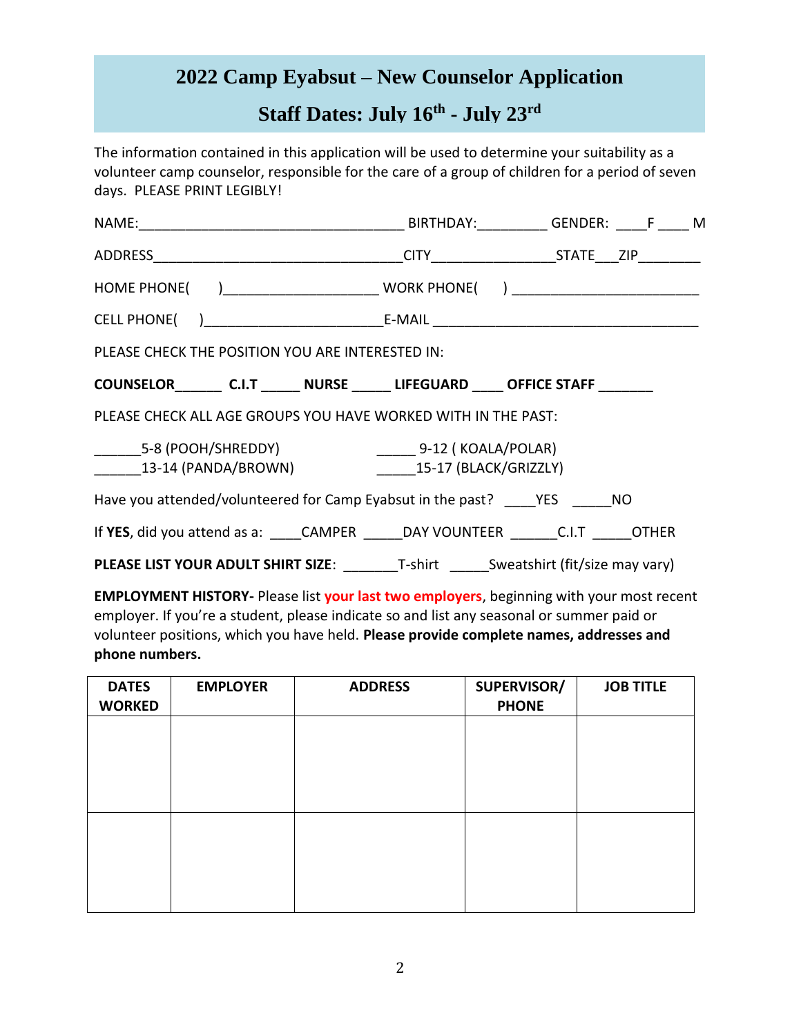# 2022 Camp Eyabsut – New Counselor Application

## Staff Dates: July 16th - July 23rd

The information contained in this application will be used to determine your suitability as a volunteer camp counselor, responsible for the care of a group of children for a period of seven days. PLEASE PRINT LEGIBLY!

NAME:__________________________________ BIRTHDAY:_________ GENDER: ____F ____ M

ADDRESS________________________________CITY_______________STATE___ZIP________

HOME PHONE(    )___________________ WORK PHONE(    ) _______________________

CELL PHONE(    )______________________E-MAIL __________________________________

PLEASE CHECK THE POSITION YOU ARE INTERESTED IN:

**COUNSELOR______ C.I.T _____ NURSE _____ LIFEGUARD ____ OFFICE STAFF _______**

PLEASE CHECK ALL AGE GROUPS YOU HAVE WORKED WITH IN THE PAST:

______5-8 (POOH/SHREDDY)    _____ 9-12 ( KOALA/POLAR)

______13-14 (PANDA/BROWN)    _____15-17 (BLACK/GRIZZLY)

Have you attended/volunteered for Camp Eyabsut in the past? ____YES _____NO

If **YES**, did you attend as a: ____CAMPER _____DAY VOUNTEER ______C.I.T _____OTHER

**PLEASE LIST YOUR ADULT SHIRT SIZE**: _______T-shirt _____Sweatshirt (fit/size may vary)

**EMPLOYMENT HISTORY-** Please list **your last two employers**, beginning with your most recent employer. If you're a student, please indicate so and list any seasonal or summer paid or volunteer positions, which you have held. **Please provide complete names, addresses and phone numbers.**

| DATES WORKED | EMPLOYER | ADDRESS | SUPERVISOR/ PHONE | JOB TITLE |
|---|---|---|---|---|
| | | | | |
| | | | | |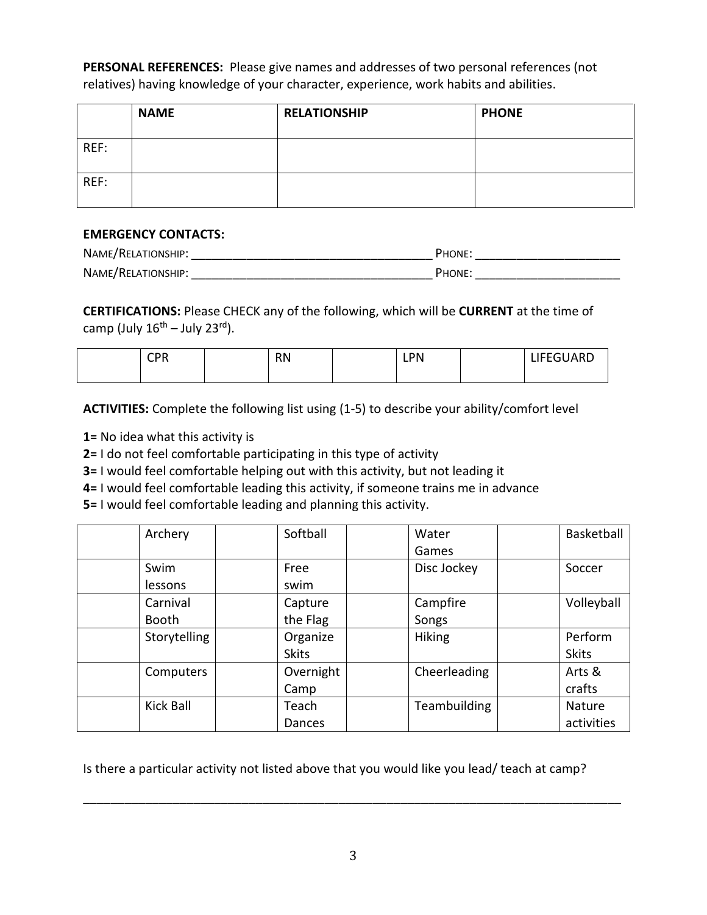**PERSONAL REFERENCES:** Please give names and addresses of two personal references (not relatives) having knowledge of your character, experience, work habits and abilities.

| | **NAME** | **RELATIONSHIP** | **PHONE** |
|---|---|---|---|
| REF: | | | |
| REF: | | | |

**EMERGENCY CONTACTS:**

NAME/RELATIONSHIP: ___________________________________ PHONE: _____________________

NAME/RELATIONSHIP: ___________________________________ PHONE: _____________________

**CERTIFICATIONS:** Please CHECK any of the following, which will be **CURRENT** at the time of camp (July 16th – July 23rd).

| | CPR | | RN | | LPN | | LIFEGUARD |
|---|---|---|---|---|---|---|---|

**ACTIVITIES:** Complete the following list using (1-5) to describe your ability/comfort level

**1=** No idea what this activity is

**2=** I do not feel comfortable participating in this type of activity

**3=** I would feel comfortable helping out with this activity, but not leading it

**4=** I would feel comfortable leading this activity, if someone trains me in advance

**5=** I would feel comfortable leading and planning this activity.

| | Archery | | Softball | | Water Games | | Basketball |
|---|---|---|---|---|---|---|---|
| | Swim lessons | | Free swim | | Disc Jockey | | Soccer |
| | Carnival Booth | | Capture the Flag | | Campfire Songs | | Volleyball |
| | Storytelling | | Organize Skits | | Hiking | | Perform Skits |
| | Computers | | Overnight Camp | | Cheerleading | | Arts & crafts |
| | Kick Ball | | Teach Dances | | Teambuilding | | Nature activities |

Is there a particular activity not listed above that you would like you lead/ teach at camp?

_______________________________________________________________________________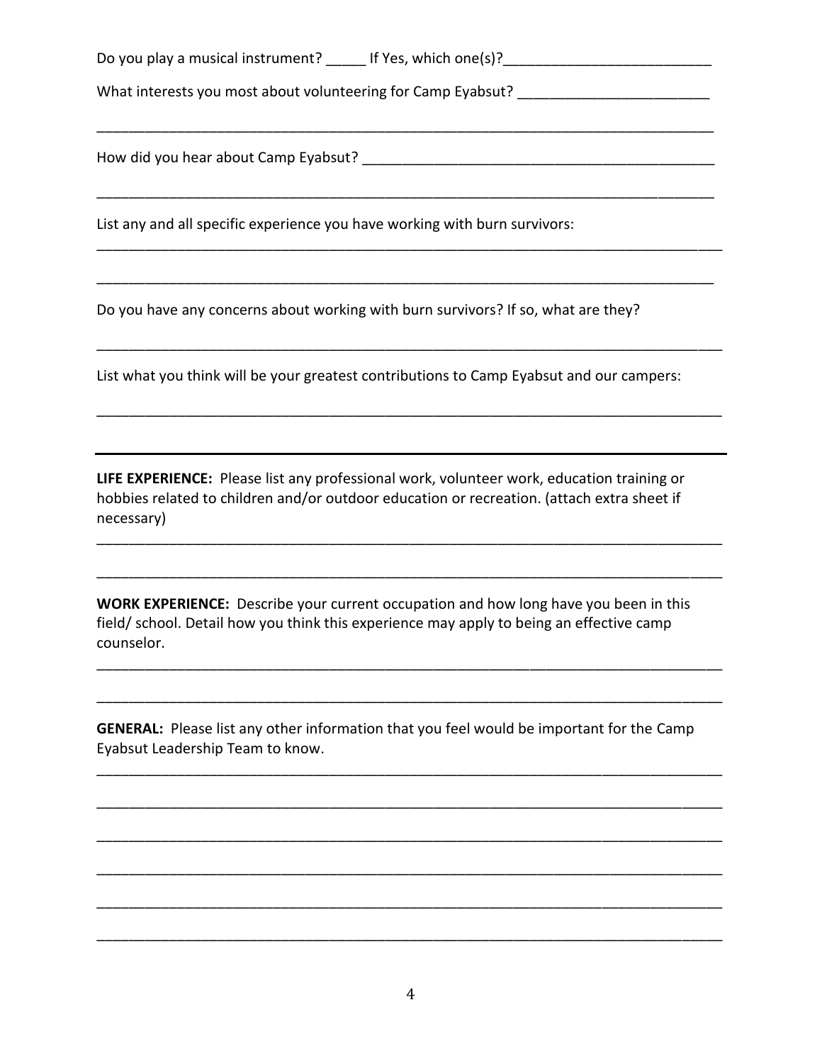Do you play a musical instrument? _____ If Yes, which one(s)?__________________________

What interests you most about volunteering for Camp Eyabsut? ________________________

_______________________________________________________________________________

How did you hear about Camp Eyabsut? _____________________________________________

_______________________________________________________________________________

List any and all specific experience you have working with burn survivors:

_______________________________________________________________________________

_______________________________________________________________________________

Do you have any concerns about working with burn survivors? If so, what are they?

_______________________________________________________________________________

List what you think will be your greatest contributions to Camp Eyabsut and our campers:

_______________________________________________________________________________

---

**LIFE EXPERIENCE:** Please list any professional work, volunteer work, education training or hobbies related to children and/or outdoor education or recreation. (attach extra sheet if necessary)

_______________________________________________________________________________

_______________________________________________________________________________

**WORK EXPERIENCE:** Describe your current occupation and how long have you been in this field/ school. Detail how you think this experience may apply to being an effective camp counselor.

_______________________________________________________________________________

_______________________________________________________________________________

**GENERAL:** Please list any other information that you feel would be important for the Camp Eyabsut Leadership Team to know.

_______________________________________________________________________________

_______________________________________________________________________________

_______________________________________________________________________________

_______________________________________________________________________________

_______________________________________________________________________________

_______________________________________________________________________________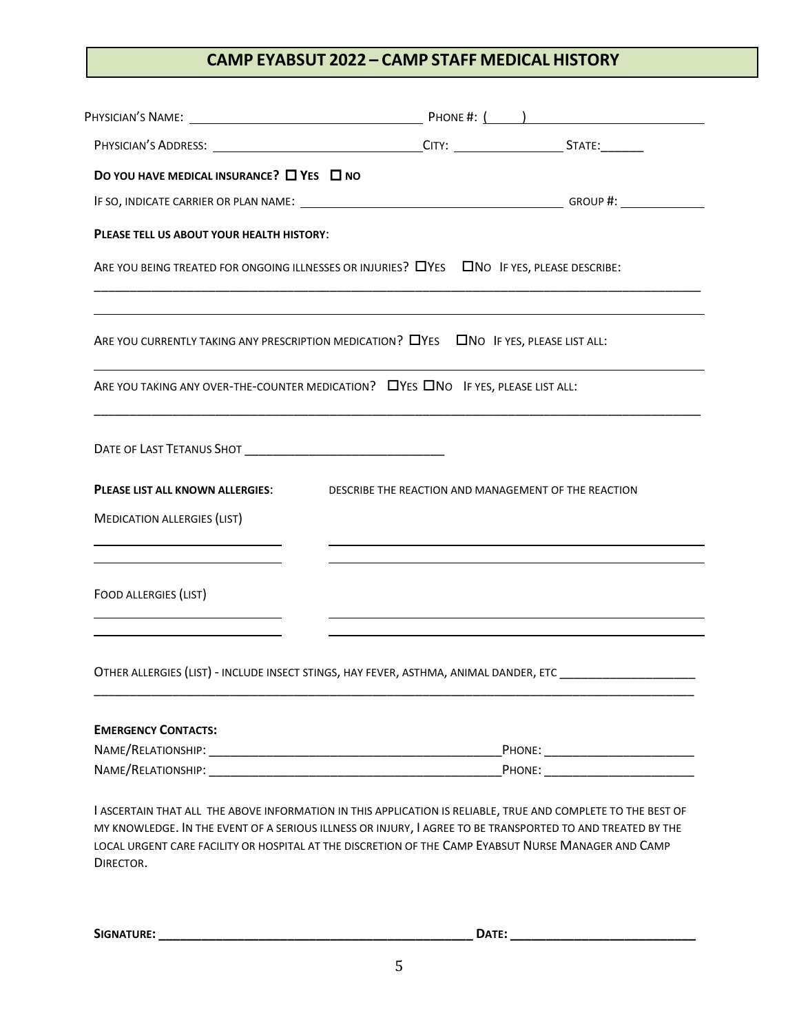# CAMP EYABSUT 2022 – CAMP STAFF MEDICAL HISTORY

PHYSICIAN'S NAME: ______________________________ PHONE #: (____) ______________________

PHYSICIAN'S ADDRESS: ______________________________ CITY: ________________ STATE: ______

**DO YOU HAVE MEDICAL INSURANCE? ☐ YES ☐ NO**

IF SO, INDICATE CARRIER OR PLAN NAME: ______________________________ GROUP #: ____________

**PLEASE TELL US ABOUT YOUR HEALTH HISTORY**:

ARE YOU BEING TREATED FOR ONGOING ILLNESSES OR INJURIES? ☐YES ☐NO IF YES, PLEASE DESCRIBE:

_____________________________________________________________________________________

_____________________________________________________________________________________

ARE YOU CURRENTLY TAKING ANY PRESCRIPTION MEDICATION? ☐YES ☐NO IF YES, PLEASE LIST ALL:

_____________________________________________________________________________________

ARE YOU TAKING ANY OVER-THE-COUNTER MEDICATION? ☐YES ☐NO IF YES, PLEASE LIST ALL:

_____________________________________________________________________________________

DATE OF LAST TETANUS SHOT ______________________________

**PLEASE LIST ALL KNOWN ALLERGIES**: DESCRIBE THE REACTION AND MANAGEMENT OF THE REACTION

MEDICATION ALLERGIES (LIST)

__________________________ __________________________________________________

__________________________ __________________________________________________

FOOD ALLERGIES (LIST)

__________________________ __________________________________________________

__________________________ __________________________________________________

OTHER ALLERGIES (LIST) - INCLUDE INSECT STINGS, HAY FEVER, ASTHMA, ANIMAL DANDER, ETC ____________________

_____________________________________________________________________________________

**EMERGENCY CONTACTS:**

NAME/RELATIONSHIP: __________________________________________ PHONE: ______________________

NAME/RELATIONSHIP: __________________________________________ PHONE: ______________________

I ASCERTAIN THAT ALL THE ABOVE INFORMATION IN THIS APPLICATION IS RELIABLE, TRUE AND COMPLETE TO THE BEST OF MY KNOWLEDGE. IN THE EVENT OF A SERIOUS ILLNESS OR INJURY, I AGREE TO BE TRANSPORTED TO AND TREATED BY THE LOCAL URGENT CARE FACILITY OR HOSPITAL AT THE DISCRETION OF THE CAMP EYABSUT NURSE MANAGER AND CAMP DIRECTOR.

**SIGNATURE: ____________________________________________ DATE: ___________________________**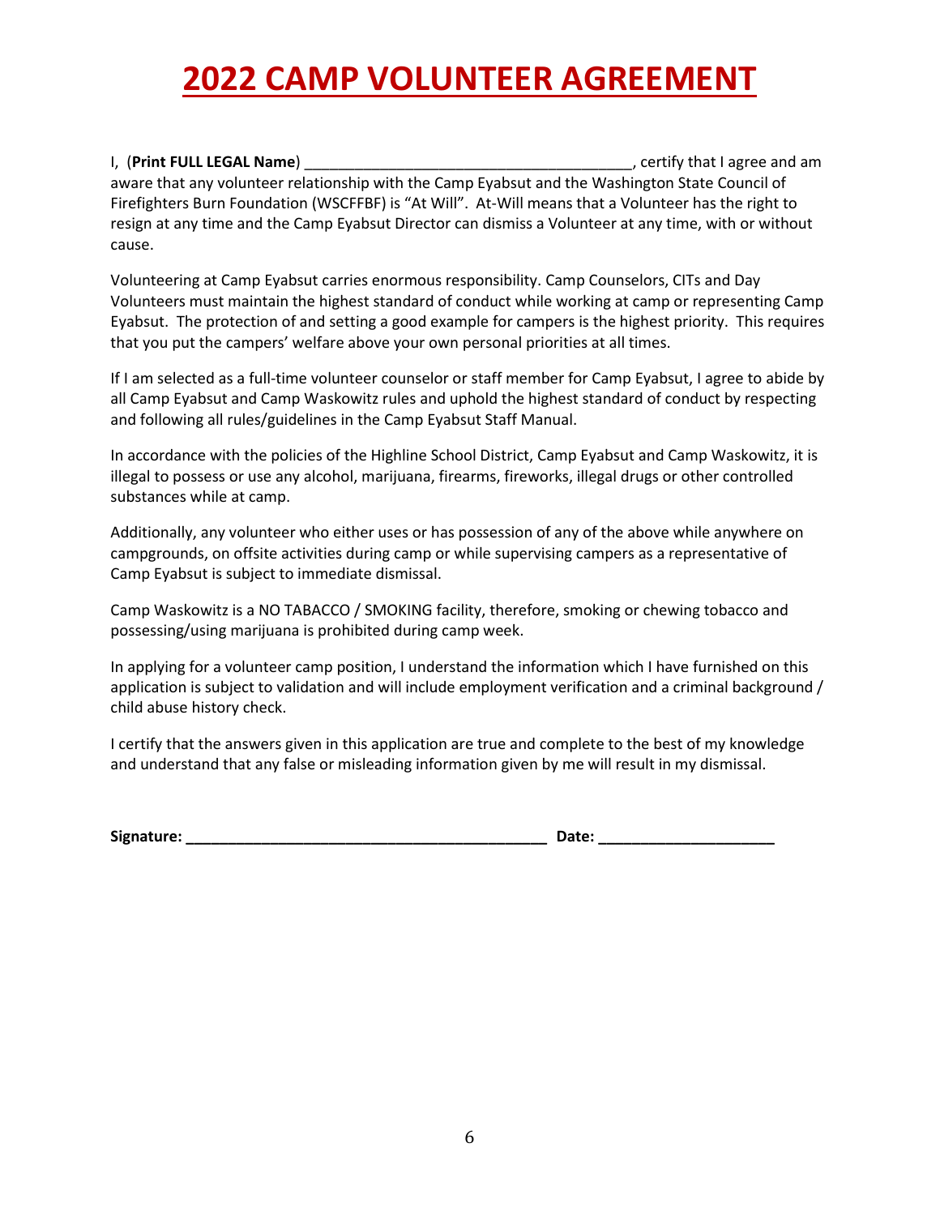# 2022 CAMP VOLUNTEER AGREEMENT

I, (**Print FULL LEGAL Name**) ______________________________________, certify that I agree and am aware that any volunteer relationship with the Camp Eyabsut and the Washington State Council of Firefighters Burn Foundation (WSCFFBF) is "At Will". At-Will means that a Volunteer has the right to resign at any time and the Camp Eyabsut Director can dismiss a Volunteer at any time, with or without cause.

Volunteering at Camp Eyabsut carries enormous responsibility. Camp Counselors, CITs and Day Volunteers must maintain the highest standard of conduct while working at camp or representing Camp Eyabsut. The protection of and setting a good example for campers is the highest priority. This requires that you put the campers' welfare above your own personal priorities at all times.

If I am selected as a full-time volunteer counselor or staff member for Camp Eyabsut, I agree to abide by all Camp Eyabsut and Camp Waskowitz rules and uphold the highest standard of conduct by respecting and following all rules/guidelines in the Camp Eyabsut Staff Manual.

In accordance with the policies of the Highline School District, Camp Eyabsut and Camp Waskowitz, it is illegal to possess or use any alcohol, marijuana, firearms, fireworks, illegal drugs or other controlled substances while at camp.

Additionally, any volunteer who either uses or has possession of any of the above while anywhere on campgrounds, on offsite activities during camp or while supervising campers as a representative of Camp Eyabsut is subject to immediate dismissal.

Camp Waskowitz is a NO TABACCO / SMOKING facility, therefore, smoking or chewing tobacco and possessing/using marijuana is prohibited during camp week.

In applying for a volunteer camp position, I understand the information which I have furnished on this application is subject to validation and will include employment verification and a criminal background / child abuse history check.

I certify that the answers given in this application are true and complete to the best of my knowledge and understand that any false or misleading information given by me will result in my dismissal.

**Signature: ____________________________________________ Date: _____________________**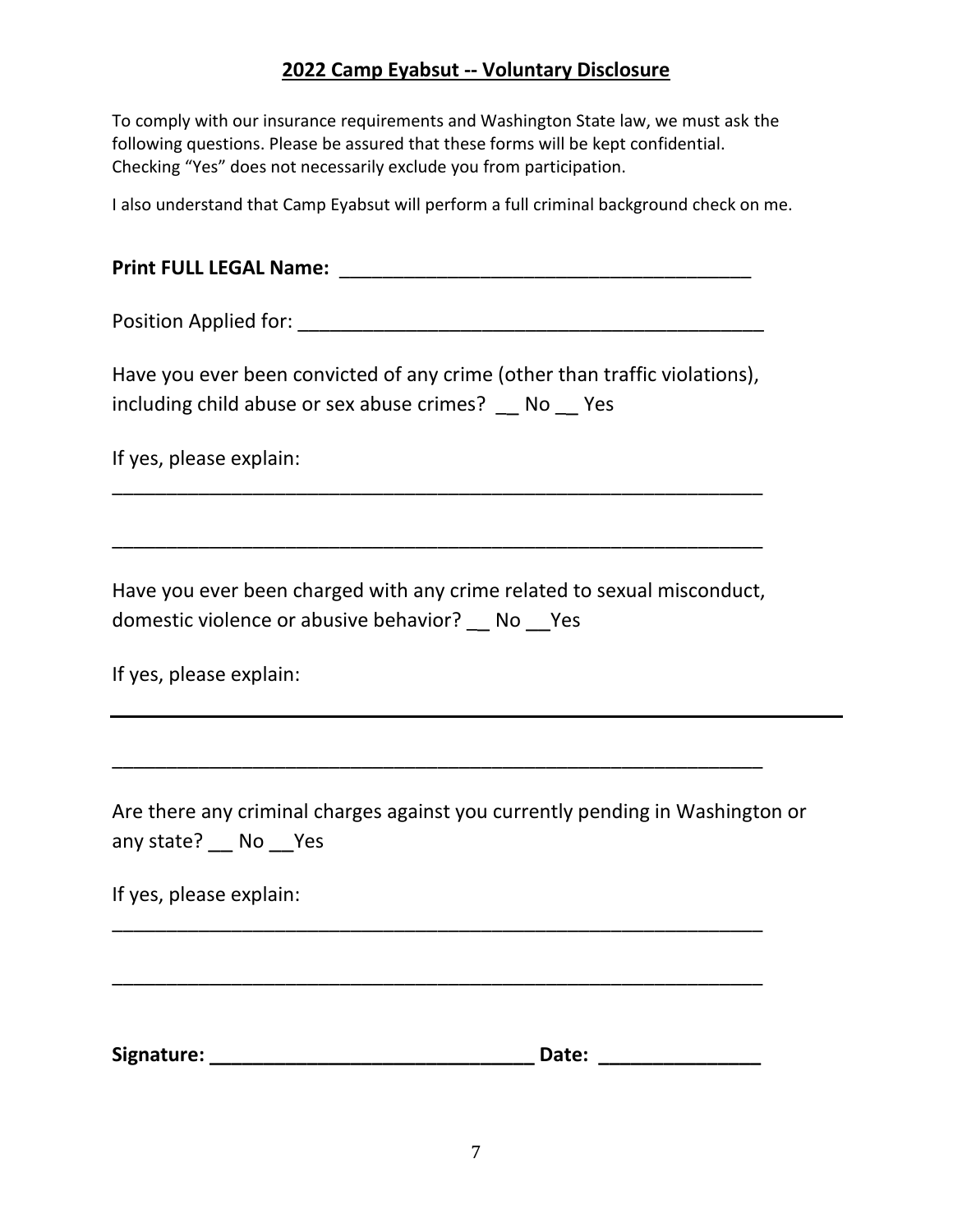## 2022 Camp Eyabsut -- Voluntary Disclosure

To comply with our insurance requirements and Washington State law, we must ask the following questions. Please be assured that these forms will be kept confidential. Checking "Yes" does not necessarily exclude you from participation.

I also understand that Camp Eyabsut will perform a full criminal background check on me.

**Print FULL LEGAL Name:** ______________________________________

Position Applied for: ___________________________________________

Have you ever been convicted of any crime (other than traffic violations), including child abuse or sex abuse crimes? __ No __ Yes

If yes, please explain:

_____________________________________________________________

_____________________________________________________________

Have you ever been charged with any crime related to sexual misconduct, domestic violence or abusive behavior? __ No __Yes

If yes, please explain:

_____________________________________________________________

_____________________________________________________________

Are there any criminal charges against you currently pending in Washington or any state? __ No __Yes

If yes, please explain:

_____________________________________________________________

_____________________________________________________________

**Signature: ______________________________ Date: _______________**